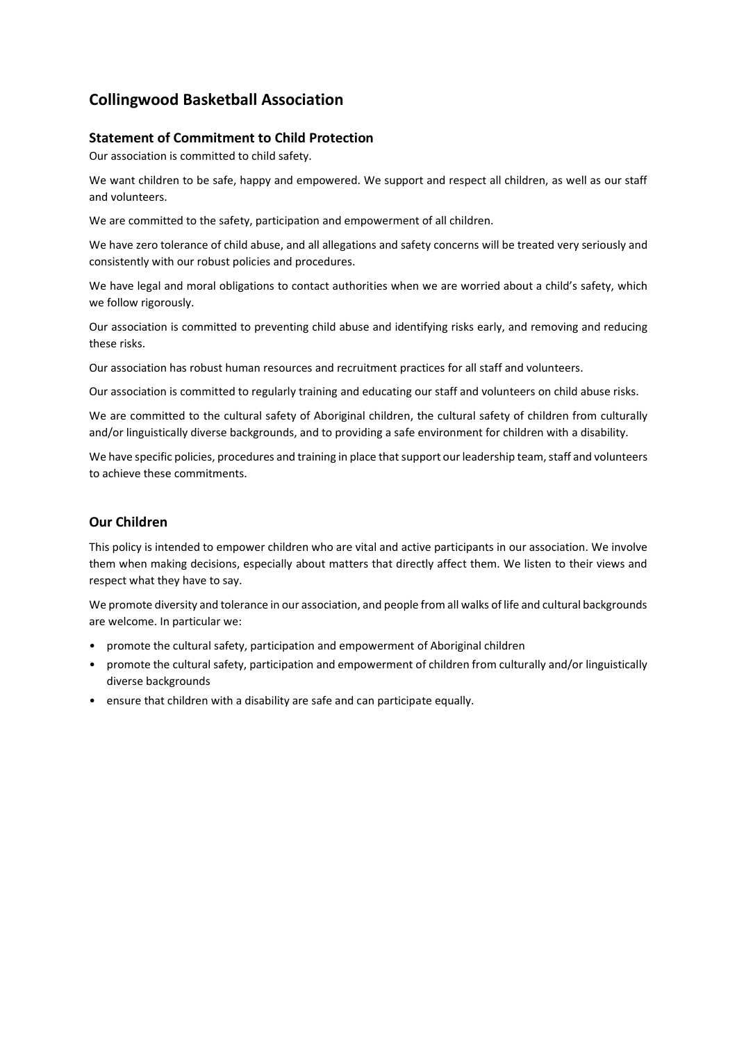# Collingwood Basketball Association

## Statement of Commitment to Child Protection

Our association is committed to child safety.

We want children to be safe, happy and empowered. We support and respect all children, as well as our staff and volunteers.

We are committed to the safety, participation and empowerment of all children.

We have zero tolerance of child abuse, and all allegations and safety concerns will be treated very seriously and consistently with our robust policies and procedures.

We have legal and moral obligations to contact authorities when we are worried about a child's safety, which we follow rigorously.

Our association is committed to preventing child abuse and identifying risks early, and removing and reducing these risks.

Our association has robust human resources and recruitment practices for all staff and volunteers.

Our association is committed to regularly training and educating our staff and volunteers on child abuse risks.

We are committed to the cultural safety of Aboriginal children, the cultural safety of children from culturally and/or linguistically diverse backgrounds, and to providing a safe environment for children with a disability.

We have specific policies, procedures and training in place that support our leadership team, staff and volunteers to achieve these commitments.

## Our Children

This policy is intended to empower children who are vital and active participants in our association. We involve them when making decisions, especially about matters that directly affect them. We listen to their views and respect what they have to say.

We promote diversity and tolerance in our association, and people from all walks of life and cultural backgrounds are welcome. In particular we:

- promote the cultural safety, participation and empowerment of Aboriginal children
- promote the cultural safety, participation and empowerment of children from culturally and/or linguistically diverse backgrounds
- ensure that children with a disability are safe and can participate equally.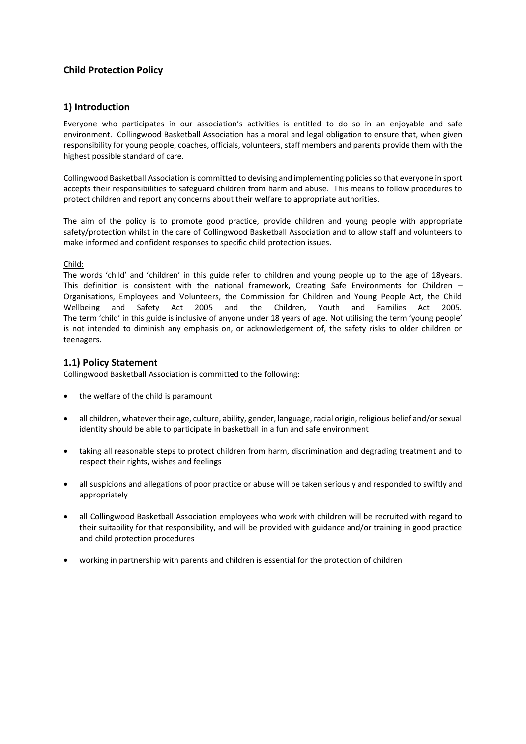## Child Protection Policy

## 1) Introduction

Everyone who participates in our association's activities is entitled to do so in an enjoyable and safe environment. Collingwood Basketball Association has a moral and legal obligation to ensure that, when given responsibility for young people, coaches, officials, volunteers, staff members and parents provide them with the highest possible standard of care.

Collingwood Basketball Association is committed to devising and implementing policies so that everyone in sport accepts their responsibilities to safeguard children from harm and abuse. This means to follow procedures to protect children and report any concerns about their welfare to appropriate authorities.

The aim of the policy is to promote good practice, provide children and young people with appropriate safety/protection whilst in the care of Collingwood Basketball Association and to allow staff and volunteers to make informed and confident responses to specific child protection issues.

Child:

The words 'child' and 'children' in this guide refer to children and young people up to the age of 18years. This definition is consistent with the national framework, Creating Safe Environments for Children – Organisations, Employees and Volunteers, the Commission for Children and Young People Act, the Child Wellbeing and Safety Act 2005 and the Children, Youth and Families Act 2005. The term 'child' in this guide is inclusive of anyone under 18 years of age. Not utilising the term 'young people' is not intended to diminish any emphasis on, or acknowledgement of, the safety risks to older children or teenagers.

## 1.1) Policy Statement

Collingwood Basketball Association is committed to the following:

- the welfare of the child is paramount
- all children, whatever their age, culture, ability, gender, language, racial origin, religious belief and/or sexual identity should be able to participate in basketball in a fun and safe environment
- taking all reasonable steps to protect children from harm, discrimination and degrading treatment and to respect their rights, wishes and feelings
- all suspicions and allegations of poor practice or abuse will be taken seriously and responded to swiftly and appropriately
- all Collingwood Basketball Association employees who work with children will be recruited with regard to their suitability for that responsibility, and will be provided with guidance and/or training in good practice and child protection procedures
- working in partnership with parents and children is essential for the protection of children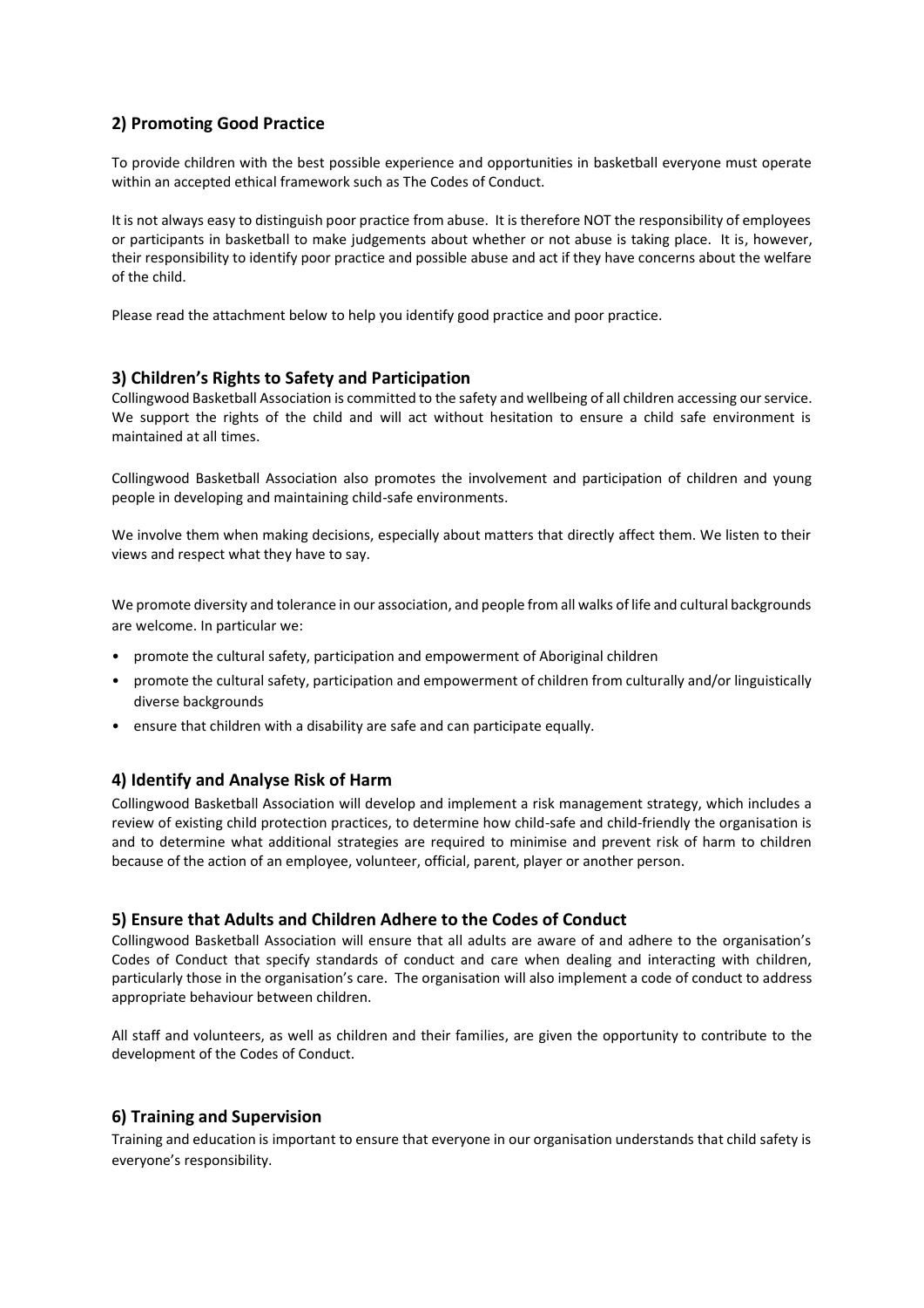## 2) Promoting Good Practice

To provide children with the best possible experience and opportunities in basketball everyone must operate within an accepted ethical framework such as The Codes of Conduct.

It is not always easy to distinguish poor practice from abuse. It is therefore NOT the responsibility of employees or participants in basketball to make judgements about whether or not abuse is taking place. It is, however, their responsibility to identify poor practice and possible abuse and act if they have concerns about the welfare of the child.

Please read the attachment below to help you identify good practice and poor practice.

## 3) Children's Rights to Safety and Participation

Collingwood Basketball Association is committed to the safety and wellbeing of all children accessing our service. We support the rights of the child and will act without hesitation to ensure a child safe environment is maintained at all times.

Collingwood Basketball Association also promotes the involvement and participation of children and young people in developing and maintaining child-safe environments.

We involve them when making decisions, especially about matters that directly affect them. We listen to their views and respect what they have to say.

We promote diversity and tolerance in our association, and people from all walks of life and cultural backgrounds are welcome. In particular we:

- promote the cultural safety, participation and empowerment of Aboriginal children
- promote the cultural safety, participation and empowerment of children from culturally and/or linguistically diverse backgrounds
- ensure that children with a disability are safe and can participate equally.

## 4) Identify and Analyse Risk of Harm

Collingwood Basketball Association will develop and implement a risk management strategy, which includes a review of existing child protection practices, to determine how child-safe and child-friendly the organisation is and to determine what additional strategies are required to minimise and prevent risk of harm to children because of the action of an employee, volunteer, official, parent, player or another person.

## 5) Ensure that Adults and Children Adhere to the Codes of Conduct

Collingwood Basketball Association will ensure that all adults are aware of and adhere to the organisation's Codes of Conduct that specify standards of conduct and care when dealing and interacting with children, particularly those in the organisation's care. The organisation will also implement a code of conduct to address appropriate behaviour between children.

All staff and volunteers, as well as children and their families, are given the opportunity to contribute to the development of the Codes of Conduct.

## 6) Training and Supervision

Training and education is important to ensure that everyone in our organisation understands that child safety is everyone's responsibility.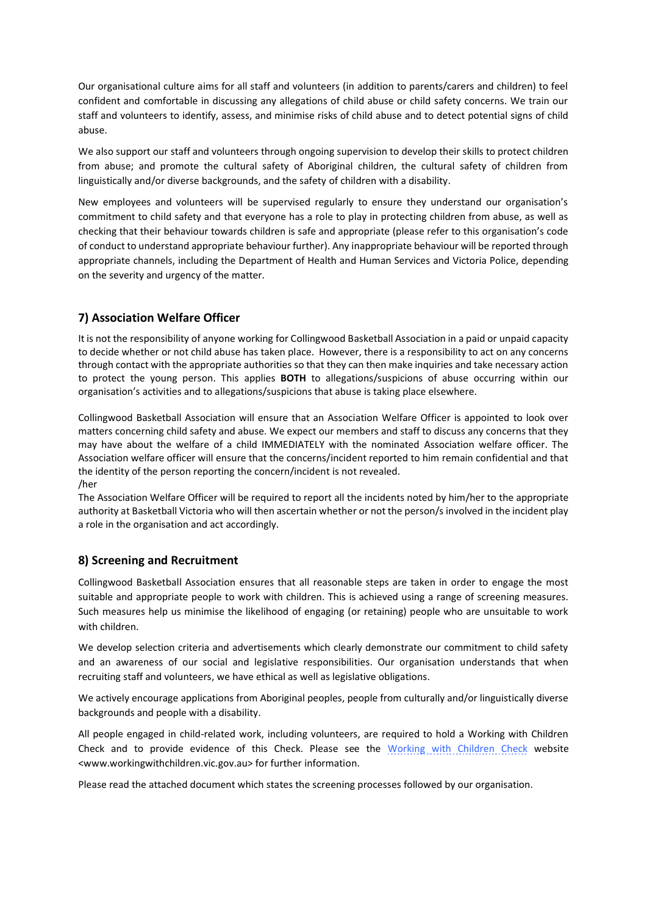Our organisational culture aims for all staff and volunteers (in addition to parents/carers and children) to feel confident and comfortable in discussing any allegations of child abuse or child safety concerns. We train our staff and volunteers to identify, assess, and minimise risks of child abuse and to detect potential signs of child abuse.

We also support our staff and volunteers through ongoing supervision to develop their skills to protect children from abuse; and promote the cultural safety of Aboriginal children, the cultural safety of children from linguistically and/or diverse backgrounds, and the safety of children with a disability.

New employees and volunteers will be supervised regularly to ensure they understand our organisation's commitment to child safety and that everyone has a role to play in protecting children from abuse, as well as checking that their behaviour towards children is safe and appropriate (please refer to this organisation's code of conduct to understand appropriate behaviour further). Any inappropriate behaviour will be reported through appropriate channels, including the Department of Health and Human Services and Victoria Police, depending on the severity and urgency of the matter.

## 7) Association Welfare Officer

It is not the responsibility of anyone working for Collingwood Basketball Association in a paid or unpaid capacity to decide whether or not child abuse has taken place. However, there is a responsibility to act on any concerns through contact with the appropriate authorities so that they can then make inquiries and take necessary action to protect the young person. This applies **BOTH** to allegations/suspicions of abuse occurring within our organisation's activities and to allegations/suspicions that abuse is taking place elsewhere.

Collingwood Basketball Association will ensure that an Association Welfare Officer is appointed to look over matters concerning child safety and abuse. We expect our members and staff to discuss any concerns that they may have about the welfare of a child IMMEDIATELY with the nominated Association welfare officer. The Association welfare officer will ensure that the concerns/incident reported to him remain confidential and that the identity of the person reporting the concern/incident is not revealed.
/her

The Association Welfare Officer will be required to report all the incidents noted by him/her to the appropriate authority at Basketball Victoria who will then ascertain whether or not the person/s involved in the incident play a role in the organisation and act accordingly.

## 8) Screening and Recruitment

Collingwood Basketball Association ensures that all reasonable steps are taken in order to engage the most suitable and appropriate people to work with children. This is achieved using a range of screening measures. Such measures help us minimise the likelihood of engaging (or retaining) people who are unsuitable to work with children.

We develop selection criteria and advertisements which clearly demonstrate our commitment to child safety and an awareness of our social and legislative responsibilities. Our organisation understands that when recruiting staff and volunteers, we have ethical as well as legislative obligations.

We actively encourage applications from Aboriginal peoples, people from culturally and/or linguistically diverse backgrounds and people with a disability.

All people engaged in child-related work, including volunteers, are required to hold a Working with Children Check and to provide evidence of this Check. Please see the Working with Children Check website <www.workingwithchildren.vic.gov.au> for further information.

Please read the attached document which states the screening processes followed by our organisation.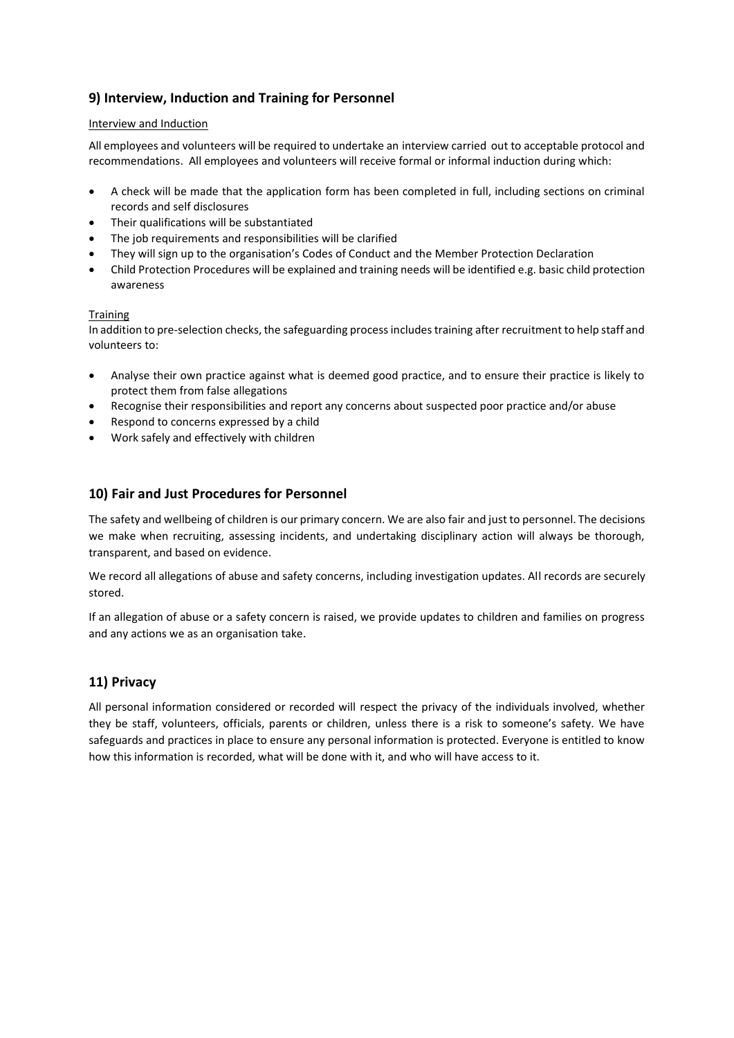## 9) Interview, Induction and Training for Personnel

Interview and Induction

All employees and volunteers will be required to undertake an interview carried out to acceptable protocol and recommendations. All employees and volunteers will receive formal or informal induction during which:

- A check will be made that the application form has been completed in full, including sections on criminal records and self disclosures
- Their qualifications will be substantiated
- The job requirements and responsibilities will be clarified
- They will sign up to the organisation's Codes of Conduct and the Member Protection Declaration
- Child Protection Procedures will be explained and training needs will be identified e.g. basic child protection awareness

Training

In addition to pre-selection checks, the safeguarding process includes training after recruitment to help staff and volunteers to:

- Analyse their own practice against what is deemed good practice, and to ensure their practice is likely to protect them from false allegations
- Recognise their responsibilities and report any concerns about suspected poor practice and/or abuse
- Respond to concerns expressed by a child
- Work safely and effectively with children

## 10) Fair and Just Procedures for Personnel

The safety and wellbeing of children is our primary concern. We are also fair and just to personnel. The decisions we make when recruiting, assessing incidents, and undertaking disciplinary action will always be thorough, transparent, and based on evidence.

We record all allegations of abuse and safety concerns, including investigation updates. All records are securely stored.

If an allegation of abuse or a safety concern is raised, we provide updates to children and families on progress and any actions we as an organisation take.

## 11) Privacy

All personal information considered or recorded will respect the privacy of the individuals involved, whether they be staff, volunteers, officials, parents or children, unless there is a risk to someone's safety. We have safeguards and practices in place to ensure any personal information is protected. Everyone is entitled to know how this information is recorded, what will be done with it, and who will have access to it.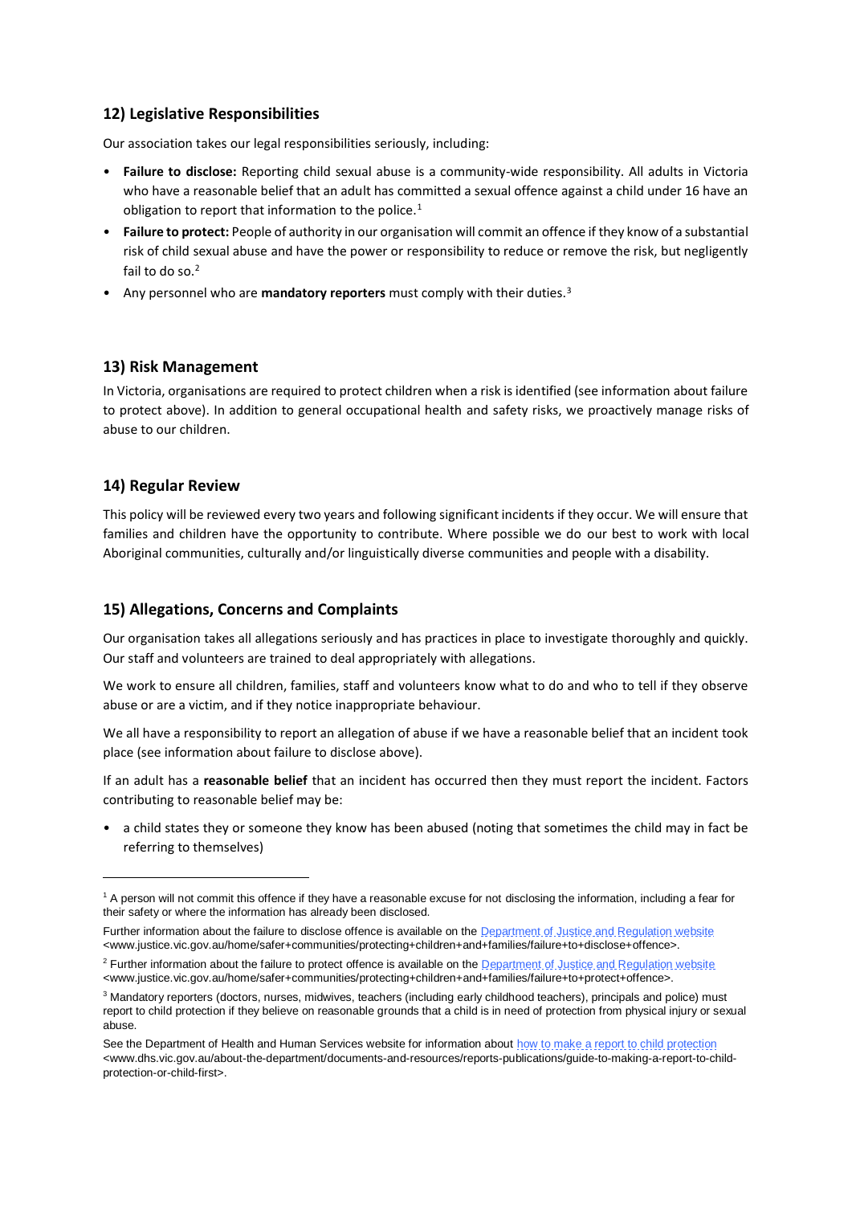## 12) Legislative Responsibilities

Our association takes our legal responsibilities seriously, including:

- **Failure to disclose:** Reporting child sexual abuse is a community-wide responsibility. All adults in Victoria who have a reasonable belief that an adult has committed a sexual offence against a child under 16 have an obligation to report that information to the police.[1]
- **Failure to protect:** People of authority in our organisation will commit an offence if they know of a substantial risk of child sexual abuse and have the power or responsibility to reduce or remove the risk, but negligently fail to do so.[2]
- Any personnel who are **mandatory reporters** must comply with their duties.[3]

## 13) Risk Management

In Victoria, organisations are required to protect children when a risk is identified (see information about failure to protect above). In addition to general occupational health and safety risks, we proactively manage risks of abuse to our children.

## 14) Regular Review

This policy will be reviewed every two years and following significant incidents if they occur. We will ensure that families and children have the opportunity to contribute. Where possible we do our best to work with local Aboriginal communities, culturally and/or linguistically diverse communities and people with a disability.

## 15) Allegations, Concerns and Complaints

Our organisation takes all allegations seriously and has practices in place to investigate thoroughly and quickly. Our staff and volunteers are trained to deal appropriately with allegations.

We work to ensure all children, families, staff and volunteers know what to do and who to tell if they observe abuse or are a victim, and if they notice inappropriate behaviour.

We all have a responsibility to report an allegation of abuse if we have a reasonable belief that an incident took place (see information about failure to disclose above).

If an adult has a **reasonable belief** that an incident has occurred then they must report the incident. Factors contributing to reasonable belief may be:

- a child states they or someone they know has been abused (noting that sometimes the child may in fact be referring to themselves)

---

[1] A person will not commit this offence if they have a reasonable excuse for not disclosing the information, including a fear for their safety or where the information has already been disclosed.

Further information about the failure to disclose offence is available on the Department of Justice and Regulation website <www.justice.vic.gov.au/home/safer+communities/protecting+children+and+families/failure+to+disclose+offence>.

[2] Further information about the failure to protect offence is available on the Department of Justice and Regulation website <www.justice.vic.gov.au/home/safer+communities/protecting+children+and+families/failure+to+protect+offence>.

[3] Mandatory reporters (doctors, nurses, midwives, teachers (including early childhood teachers), principals and police) must report to child protection if they believe on reasonable grounds that a child is in need of protection from physical injury or sexual abuse.

See the Department of Health and Human Services website for information about how to make a report to child protection <www.dhs.vic.gov.au/about-the-department/documents-and-resources/reports-publications/guide-to-making-a-report-to-child-protection-or-child-first>.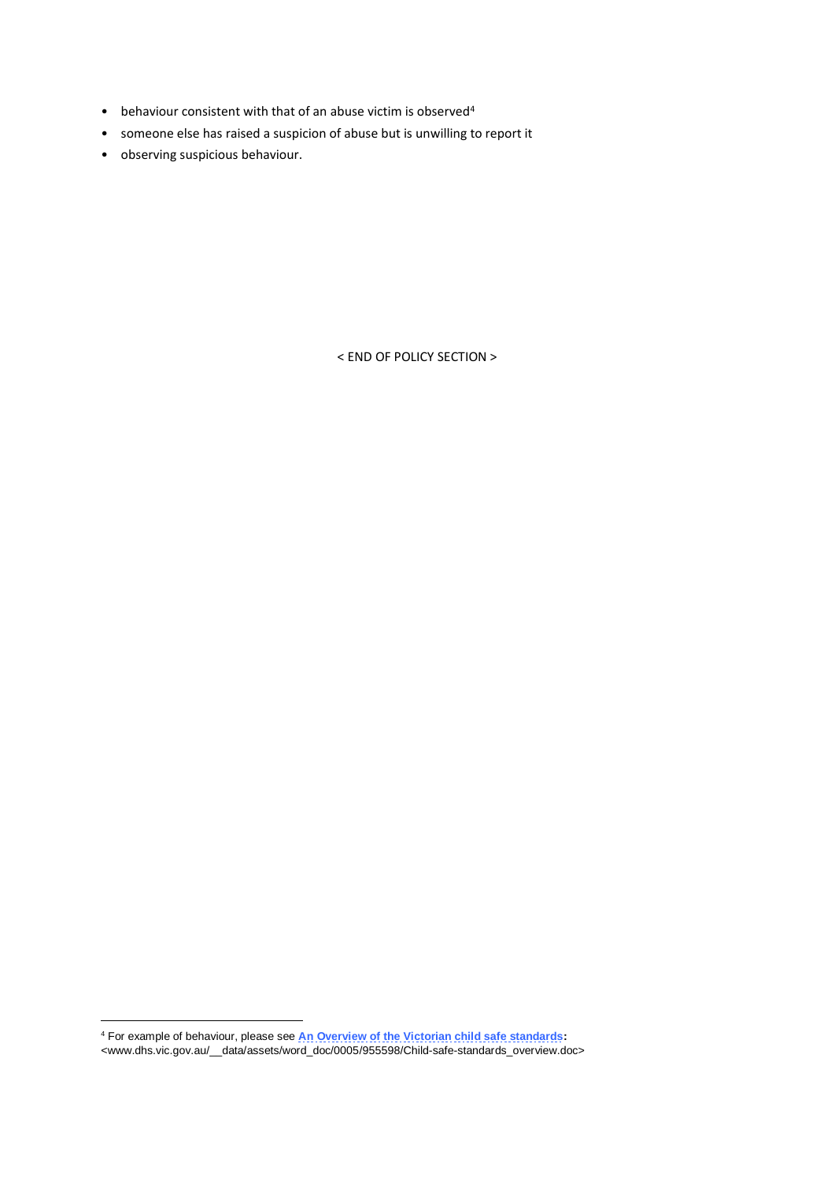- behaviour consistent with that of an abuse victim is observed[4]
- someone else has raised a suspicion of abuse but is unwilling to report it
- observing suspicious behaviour.

< END OF POLICY SECTION >

[4] For example of behaviour, please see **An Overview of the Victorian child safe standards:** <www.dhs.vic.gov.au/__data/assets/word_doc/0005/955598/Child-safe-standards_overview.doc>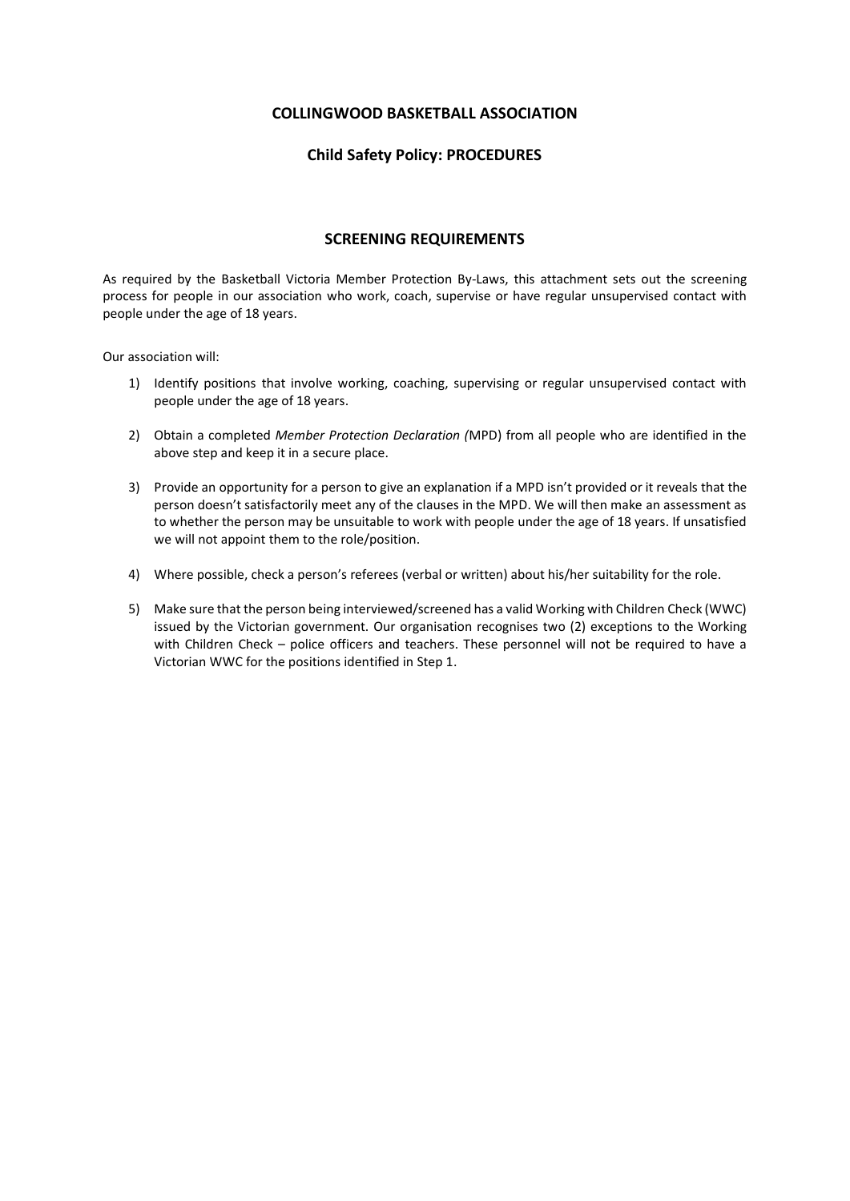# COLLINGWOOD BASKETBALL ASSOCIATION

## Child Safety Policy: PROCEDURES

### SCREENING REQUIREMENTS

As required by the Basketball Victoria Member Protection By-Laws, this attachment sets out the screening process for people in our association who work, coach, supervise or have regular unsupervised contact with people under the age of 18 years.

Our association will:

1) Identify positions that involve working, coaching, supervising or regular unsupervised contact with people under the age of 18 years.

2) Obtain a completed *Member Protection Declaration (*MPD) from all people who are identified in the above step and keep it in a secure place.

3) Provide an opportunity for a person to give an explanation if a MPD isn't provided or it reveals that the person doesn't satisfactorily meet any of the clauses in the MPD. We will then make an assessment as to whether the person may be unsuitable to work with people under the age of 18 years. If unsatisfied we will not appoint them to the role/position.

4) Where possible, check a person's referees (verbal or written) about his/her suitability for the role.

5) Make sure that the person being interviewed/screened has a valid Working with Children Check (WWC) issued by the Victorian government. Our organisation recognises two (2) exceptions to the Working with Children Check – police officers and teachers. These personnel will not be required to have a Victorian WWC for the positions identified in Step 1.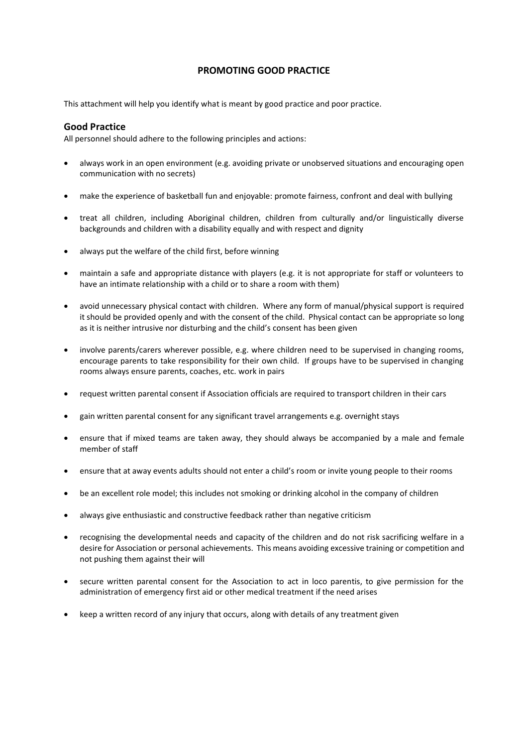# PROMOTING GOOD PRACTICE

This attachment will help you identify what is meant by good practice and poor practice.

## Good Practice

All personnel should adhere to the following principles and actions:

- always work in an open environment (e.g. avoiding private or unobserved situations and encouraging open communication with no secrets)
- make the experience of basketball fun and enjoyable: promote fairness, confront and deal with bullying
- treat all children, including Aboriginal children, children from culturally and/or linguistically diverse backgrounds and children with a disability equally and with respect and dignity
- always put the welfare of the child first, before winning
- maintain a safe and appropriate distance with players (e.g. it is not appropriate for staff or volunteers to have an intimate relationship with a child or to share a room with them)
- avoid unnecessary physical contact with children. Where any form of manual/physical support is required it should be provided openly and with the consent of the child. Physical contact can be appropriate so long as it is neither intrusive nor disturbing and the child's consent has been given
- involve parents/carers wherever possible, e.g. where children need to be supervised in changing rooms, encourage parents to take responsibility for their own child. If groups have to be supervised in changing rooms always ensure parents, coaches, etc. work in pairs
- request written parental consent if Association officials are required to transport children in their cars
- gain written parental consent for any significant travel arrangements e.g. overnight stays
- ensure that if mixed teams are taken away, they should always be accompanied by a male and female member of staff
- ensure that at away events adults should not enter a child's room or invite young people to their rooms
- be an excellent role model; this includes not smoking or drinking alcohol in the company of children
- always give enthusiastic and constructive feedback rather than negative criticism
- recognising the developmental needs and capacity of the children and do not risk sacrificing welfare in a desire for Association or personal achievements. This means avoiding excessive training or competition and not pushing them against their will
- secure written parental consent for the Association to act in loco parentis, to give permission for the administration of emergency first aid or other medical treatment if the need arises
- keep a written record of any injury that occurs, along with details of any treatment given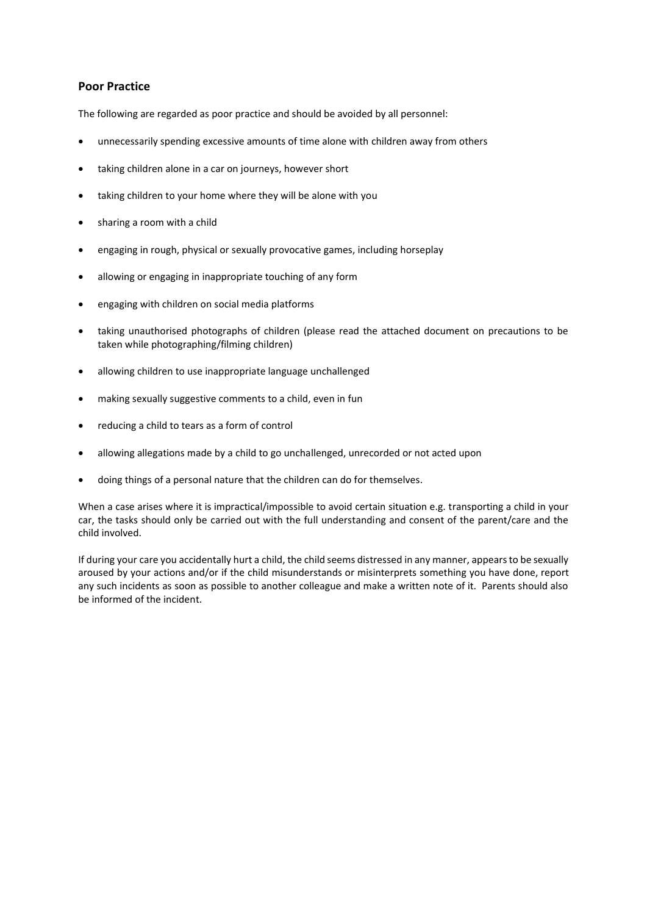## Poor Practice

The following are regarded as poor practice and should be avoided by all personnel:

- unnecessarily spending excessive amounts of time alone with children away from others
- taking children alone in a car on journeys, however short
- taking children to your home where they will be alone with you
- sharing a room with a child
- engaging in rough, physical or sexually provocative games, including horseplay
- allowing or engaging in inappropriate touching of any form
- engaging with children on social media platforms
- taking unauthorised photographs of children (please read the attached document on precautions to be taken while photographing/filming children)
- allowing children to use inappropriate language unchallenged
- making sexually suggestive comments to a child, even in fun
- reducing a child to tears as a form of control
- allowing allegations made by a child to go unchallenged, unrecorded or not acted upon
- doing things of a personal nature that the children can do for themselves.

When a case arises where it is impractical/impossible to avoid certain situation e.g. transporting a child in your car, the tasks should only be carried out with the full understanding and consent of the parent/care and the child involved.

If during your care you accidentally hurt a child, the child seems distressed in any manner, appears to be sexually aroused by your actions and/or if the child misunderstands or misinterprets something you have done, report any such incidents as soon as possible to another colleague and make a written note of it. Parents should also be informed of the incident.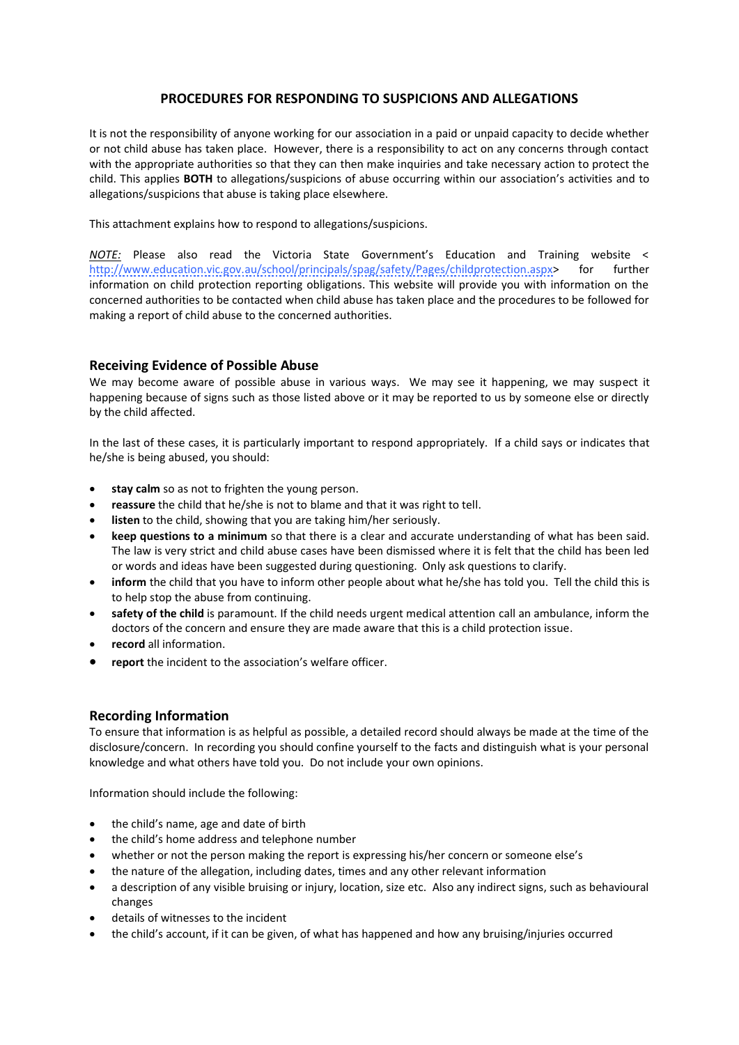# PROCEDURES FOR RESPONDING TO SUSPICIONS AND ALLEGATIONS

It is not the responsibility of anyone working for our association in a paid or unpaid capacity to decide whether or not child abuse has taken place. However, there is a responsibility to act on any concerns through contact with the appropriate authorities so that they can then make inquiries and take necessary action to protect the child. This applies **BOTH** to allegations/suspicions of abuse occurring within our association's activities and to allegations/suspicions that abuse is taking place elsewhere.

This attachment explains how to respond to allegations/suspicions.

*NOTE:* Please also read the Victoria State Government's Education and Training website < http://www.education.vic.gov.au/school/principals/spag/safety/Pages/childprotection.aspx> for further information on child protection reporting obligations. This website will provide you with information on the concerned authorities to be contacted when child abuse has taken place and the procedures to be followed for making a report of child abuse to the concerned authorities.

## Receiving Evidence of Possible Abuse

We may become aware of possible abuse in various ways. We may see it happening, we may suspect it happening because of signs such as those listed above or it may be reported to us by someone else or directly by the child affected.

In the last of these cases, it is particularly important to respond appropriately. If a child says or indicates that he/she is being abused, you should:

- **stay calm** so as not to frighten the young person.
- **reassure** the child that he/she is not to blame and that it was right to tell.
- **listen** to the child, showing that you are taking him/her seriously.
- **keep questions to a minimum** so that there is a clear and accurate understanding of what has been said. The law is very strict and child abuse cases have been dismissed where it is felt that the child has been led or words and ideas have been suggested during questioning. Only ask questions to clarify.
- **inform** the child that you have to inform other people about what he/she has told you. Tell the child this is to help stop the abuse from continuing.
- **safety of the child** is paramount. If the child needs urgent medical attention call an ambulance, inform the doctors of the concern and ensure they are made aware that this is a child protection issue.
- **record** all information.
- **report** the incident to the association's welfare officer.

## Recording Information

To ensure that information is as helpful as possible, a detailed record should always be made at the time of the disclosure/concern. In recording you should confine yourself to the facts and distinguish what is your personal knowledge and what others have told you. Do not include your own opinions.

Information should include the following:

- the child's name, age and date of birth
- the child's home address and telephone number
- whether or not the person making the report is expressing his/her concern or someone else's
- the nature of the allegation, including dates, times and any other relevant information
- a description of any visible bruising or injury, location, size etc. Also any indirect signs, such as behavioural changes
- details of witnesses to the incident
- the child's account, if it can be given, of what has happened and how any bruising/injuries occurred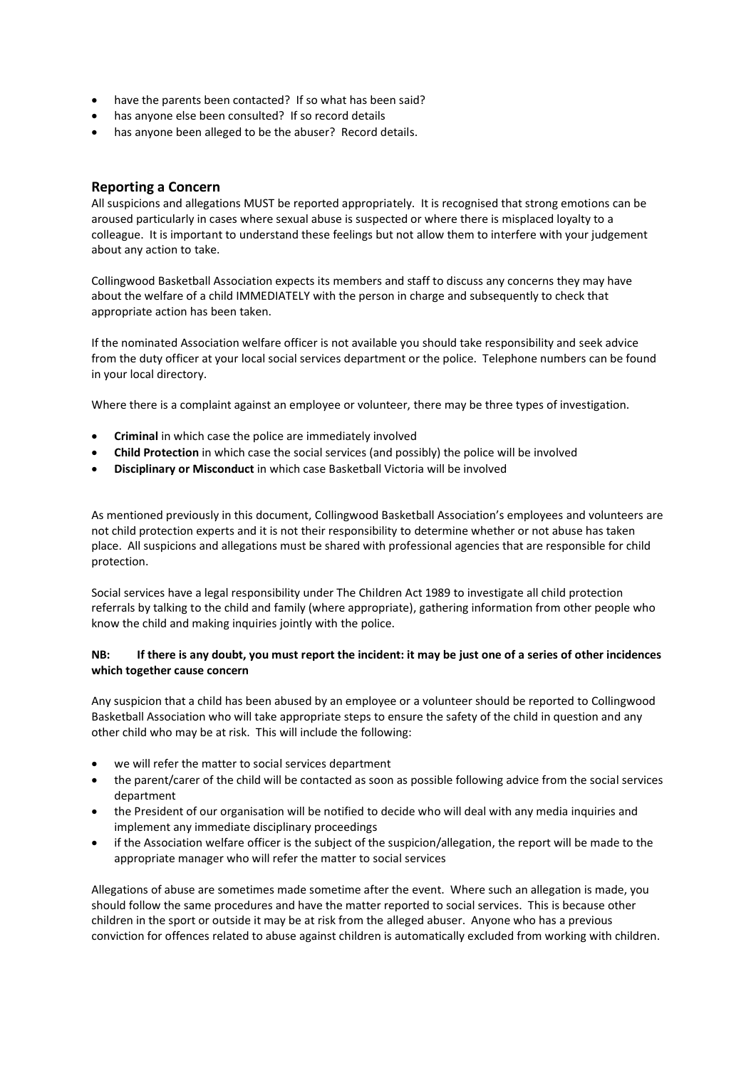- have the parents been contacted? If so what has been said?
- has anyone else been consulted? If so record details
- has anyone been alleged to be the abuser? Record details.

## Reporting a Concern

All suspicions and allegations MUST be reported appropriately. It is recognised that strong emotions can be aroused particularly in cases where sexual abuse is suspected or where there is misplaced loyalty to a colleague. It is important to understand these feelings but not allow them to interfere with your judgement about any action to take.

Collingwood Basketball Association expects its members and staff to discuss any concerns they may have about the welfare of a child IMMEDIATELY with the person in charge and subsequently to check that appropriate action has been taken.

If the nominated Association welfare officer is not available you should take responsibility and seek advice from the duty officer at your local social services department or the police. Telephone numbers can be found in your local directory.

Where there is a complaint against an employee or volunteer, there may be three types of investigation.

- **Criminal** in which case the police are immediately involved
- **Child Protection** in which case the social services (and possibly) the police will be involved
- **Disciplinary or Misconduct** in which case Basketball Victoria will be involved

As mentioned previously in this document, Collingwood Basketball Association's employees and volunteers are not child protection experts and it is not their responsibility to determine whether or not abuse has taken place. All suspicions and allegations must be shared with professional agencies that are responsible for child protection.

Social services have a legal responsibility under The Children Act 1989 to investigate all child protection referrals by talking to the child and family (where appropriate), gathering information from other people who know the child and making inquiries jointly with the police.

**NB: If there is any doubt, you must report the incident: it may be just one of a series of other incidences which together cause concern**

Any suspicion that a child has been abused by an employee or a volunteer should be reported to Collingwood Basketball Association who will take appropriate steps to ensure the safety of the child in question and any other child who may be at risk. This will include the following:

- we will refer the matter to social services department
- the parent/carer of the child will be contacted as soon as possible following advice from the social services department
- the President of our organisation will be notified to decide who will deal with any media inquiries and implement any immediate disciplinary proceedings
- if the Association welfare officer is the subject of the suspicion/allegation, the report will be made to the appropriate manager who will refer the matter to social services

Allegations of abuse are sometimes made sometime after the event. Where such an allegation is made, you should follow the same procedures and have the matter reported to social services. This is because other children in the sport or outside it may be at risk from the alleged abuser. Anyone who has a previous conviction for offences related to abuse against children is automatically excluded from working with children.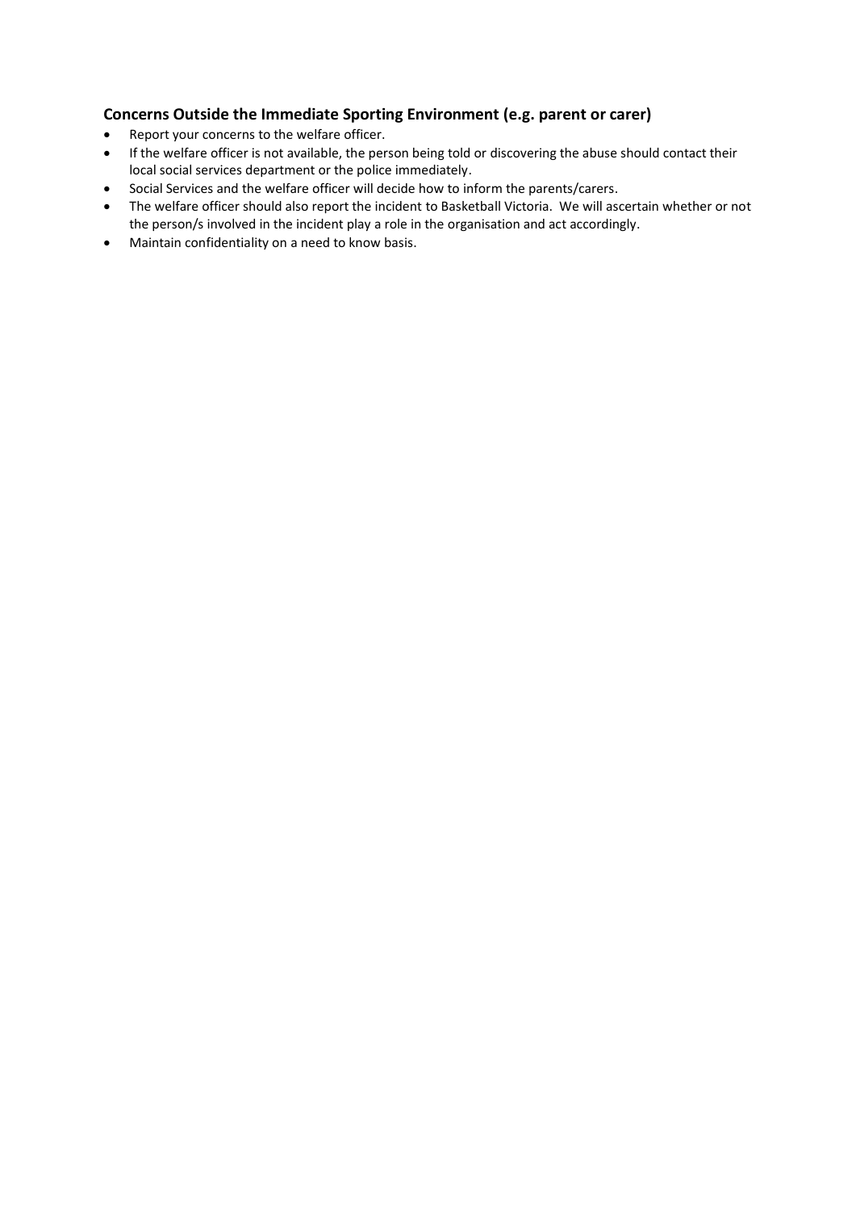### Concerns Outside the Immediate Sporting Environment (e.g. parent or carer)

- Report your concerns to the welfare officer.
- If the welfare officer is not available, the person being told or discovering the abuse should contact their local social services department or the police immediately.
- Social Services and the welfare officer will decide how to inform the parents/carers.
- The welfare officer should also report the incident to Basketball Victoria. We will ascertain whether or not the person/s involved in the incident play a role in the organisation and act accordingly.
- Maintain confidentiality on a need to know basis.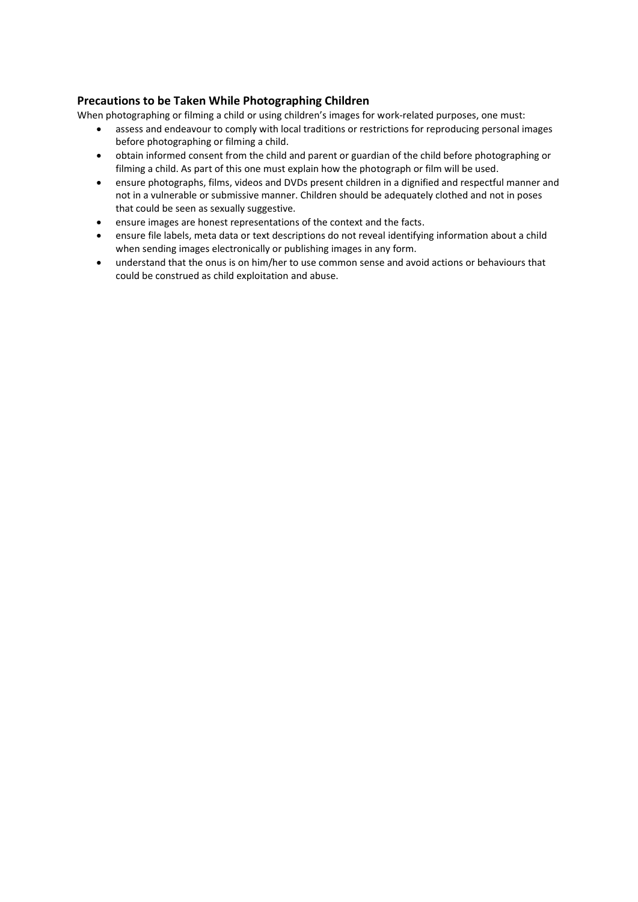## Precautions to be Taken While Photographing Children

When photographing or filming a child or using children's images for work-related purposes, one must:

- assess and endeavour to comply with local traditions or restrictions for reproducing personal images before photographing or filming a child.
- obtain informed consent from the child and parent or guardian of the child before photographing or filming a child. As part of this one must explain how the photograph or film will be used.
- ensure photographs, films, videos and DVDs present children in a dignified and respectful manner and not in a vulnerable or submissive manner. Children should be adequately clothed and not in poses that could be seen as sexually suggestive.
- ensure images are honest representations of the context and the facts.
- ensure file labels, meta data or text descriptions do not reveal identifying information about a child when sending images electronically or publishing images in any form.
- understand that the onus is on him/her to use common sense and avoid actions or behaviours that could be construed as child exploitation and abuse.